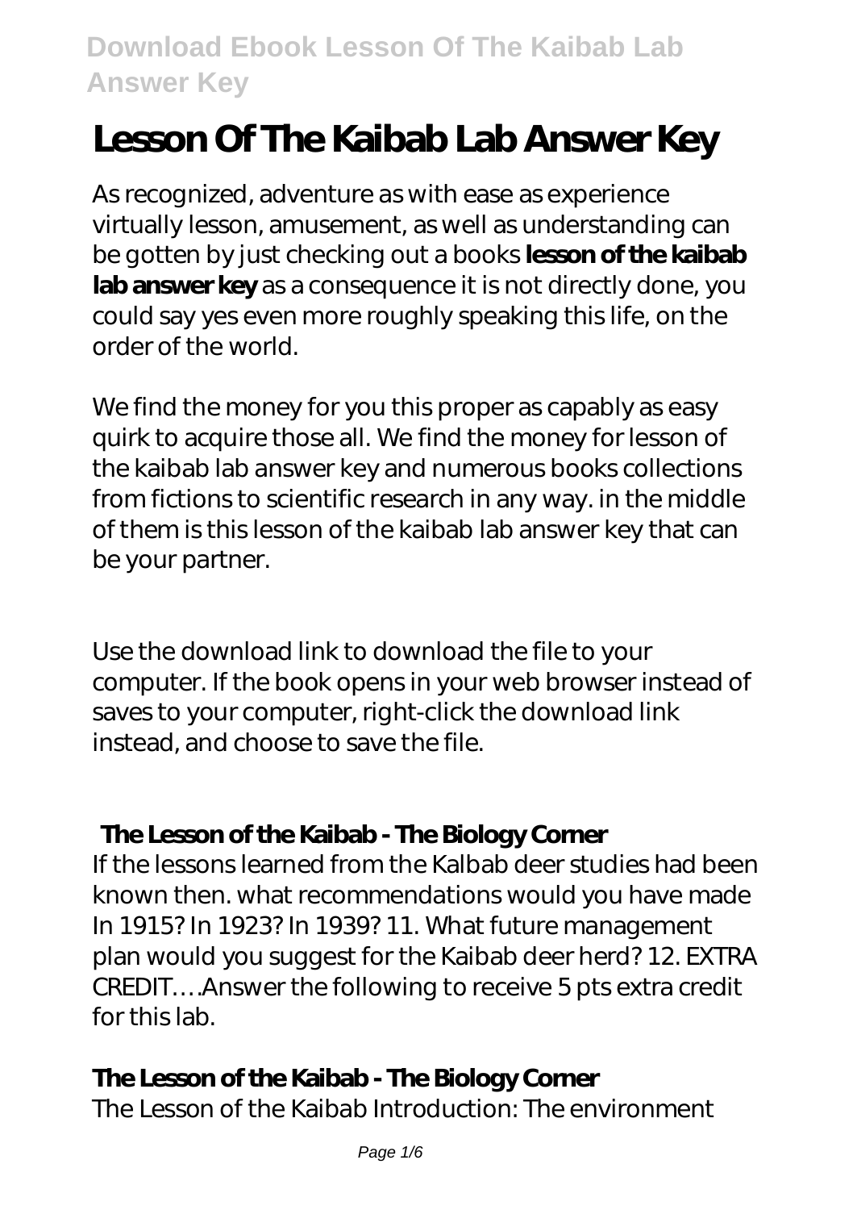# Lesson Of The Kaibab Lab Answer Key

As recognized, adventure as with ease as experience virtually lesson, amusement, as well as understanding can be gotten by just checking out a books **lesson of the kaibab lab answer key** as a consequence it is not directly done, you could say yes even more roughly speaking this life, on the order of the world.

We find the money for you this proper as capably as easy quirk to acquire those all. We find the money for lesson of the kaibab lab answer key and numerous books collections from fictions to scientific research in any way. in the middle of them is this lesson of the kaibab lab answer key that can be your partner.

Use the download link to download the file to your computer. If the book opens in your web browser instead of saves to your computer, right-click the download link instead, and choose to save the file.

## The Lesson of the Kaibab - The Biology Corner

If the lessons learned from the Kalbab deer studies had been known then. what recommendations would you have made In 1915? In 1923? In 1939? 11. What future management plan would you suggest for the Kaibab deer herd? 12. EXTRA CREDIT….Answer the following to receive 5 pts extra credit for this lab.

## The Lesson of the Kaibab - The Biology Corner

The Lesson of the Kaibab Introduction: The environment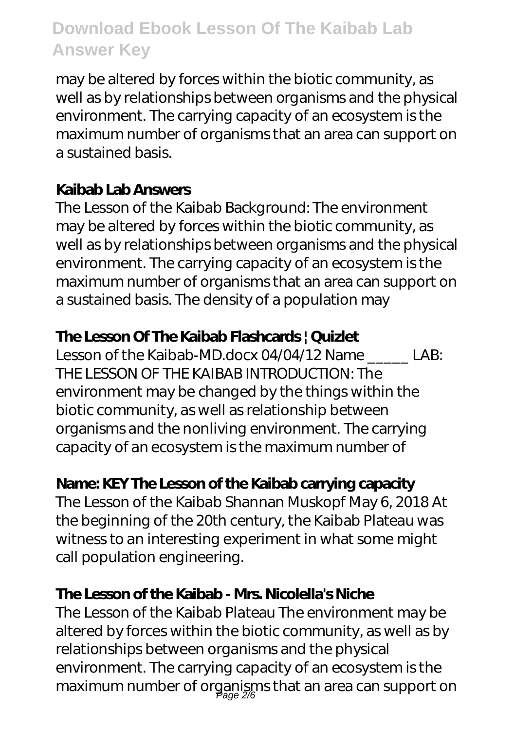may be altered by forces within the biotic community, as well as by relationships between organisms and the physical environment. The carrying capacity of an ecosystem is the maximum number of organisms that an area can support on a sustained basis.

## Kaibab Lab Answers

The Lesson of the Kaibab Background: The environment may be altered by forces within the biotic community, as well as by relationships between organisms and the physical environment. The carrying capacity of an ecosystem is the maximum number of organisms that an area can support on a sustained basis. The density of a population may

## The Lesson Of The Kaibab Flashcards | Quizlet

Lesson of the Kaibab-MD.docx 04/04/12 Name _____ LAB: THE LESSON OF THE KAIBAB INTRODUCTION: The environment may be changed by the things within the biotic community, as well as relationship between organisms and the nonliving environment. The carrying capacity of an ecosystem is the maximum number of

## Name: KEY The Lesson of the Kaibab carrying capacity

The Lesson of the Kaibab Shannan Muskopf May 6, 2018 At the beginning of the 20th century, the Kaibab Plateau was witness to an interesting experiment in what some might call population engineering.

## The Lesson of the Kaibab - Mrs. Nicolella's Niche

The Lesson of the Kaibab Plateau The environment may be altered by forces within the biotic community, as well as by relationships between organisms and the physical environment. The carrying capacity of an ecosystem is the maximum number of organisms that an area can support on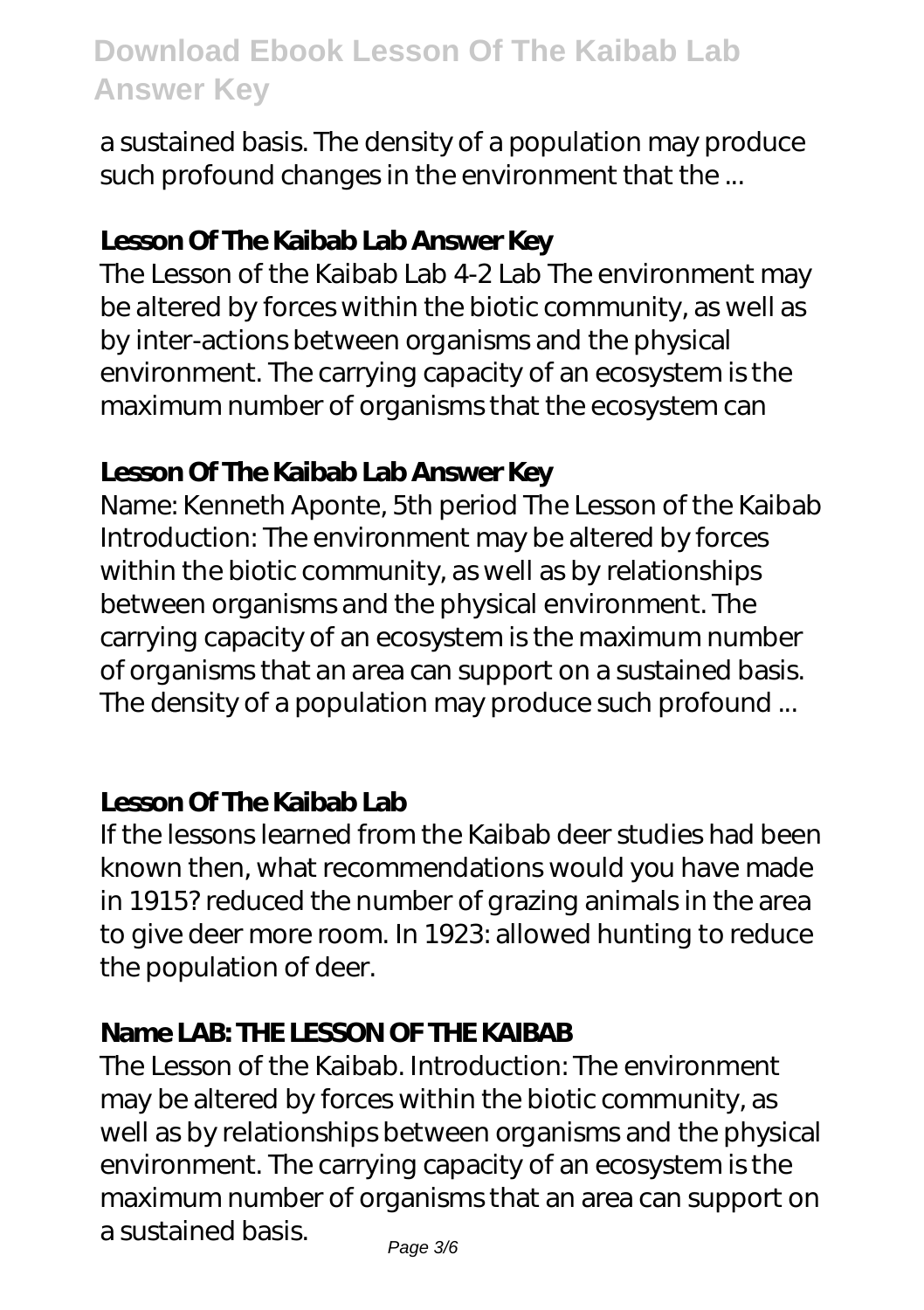a sustained basis. The density of a population may produce such profound changes in the environment that the ...

## Lesson Of The Kaibab Lab Answer Key

The Lesson of the Kaibab Lab 4-2 Lab The environment may be altered by forces within the biotic community, as well as by inter-actions between organisms and the physical environment. The carrying capacity of an ecosystem is the maximum number of organisms that the ecosystem can

## Lesson Of The Kaibab Lab Answer Key

Name: Kenneth Aponte, 5th period The Lesson of the Kaibab Introduction: The environment may be altered by forces within the biotic community, as well as by relationships between organisms and the physical environment. The carrying capacity of an ecosystem is the maximum number of organisms that an area can support on a sustained basis. The density of a population may produce such profound ...

## Lesson Of The Kaibab Lab

If the lessons learned from the Kaibab deer studies had been known then, what recommendations would you have made in 1915? reduced the number of grazing animals in the area to give deer more room. In 1923: allowed hunting to reduce the population of deer.

## Name LAB: THE LESSON OF THE KAIBAB

The Lesson of the Kaibab. Introduction: The environment may be altered by forces within the biotic community, as well as by relationships between organisms and the physical environment. The carrying capacity of an ecosystem is the maximum number of organisms that an area can support on a sustained basis.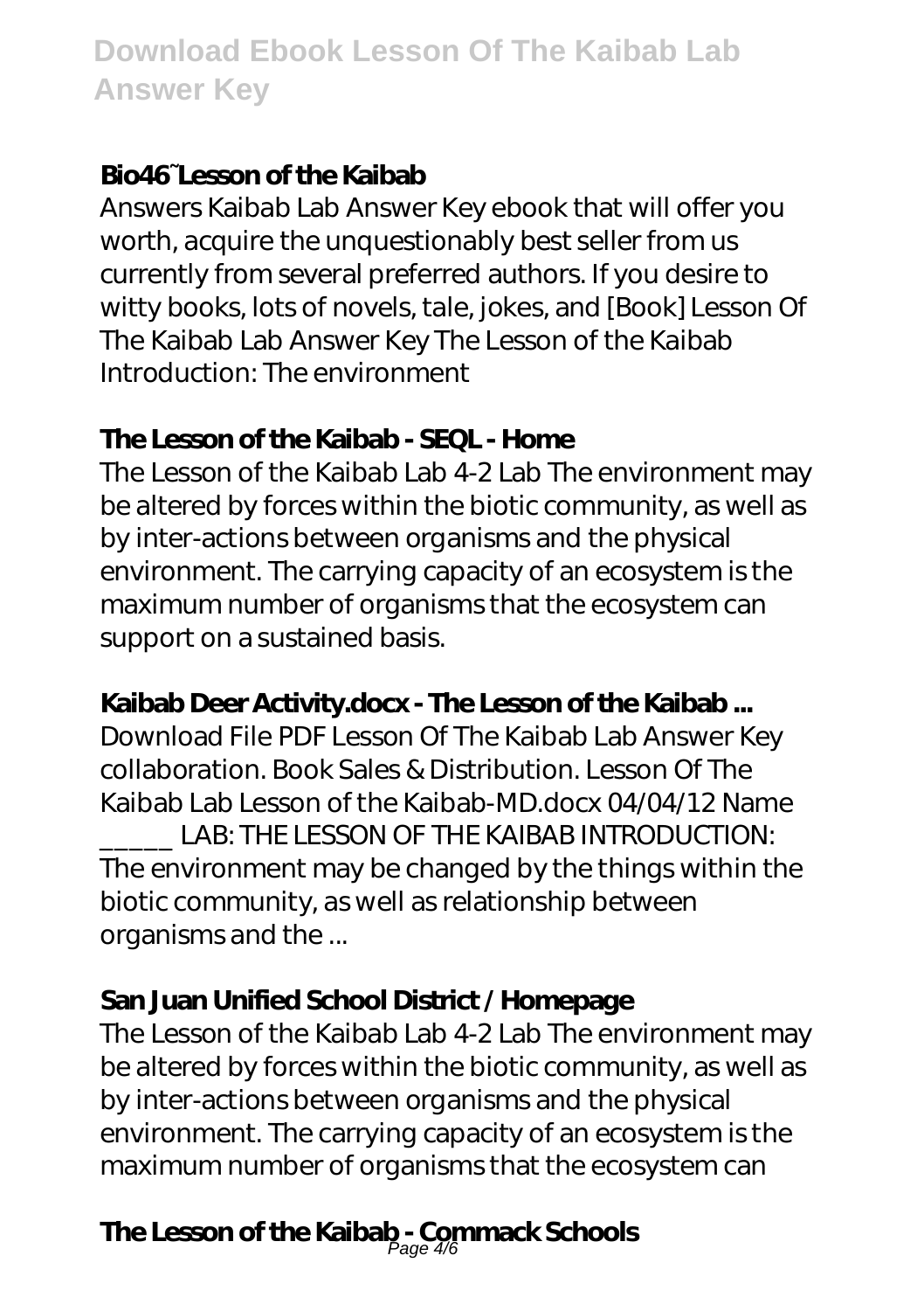### Bio46~Lesson of the Kaibab

Answers Kaibab Lab Answer Key ebook that will offer you worth, acquire the unquestionably best seller from us currently from several preferred authors. If you desire to witty books, lots of novels, tale, jokes, and [Book] Lesson Of The Kaibab Lab Answer Key The Lesson of the Kaibab Introduction: The environment

### The Lesson of the Kaibab - SEQL - Home

The Lesson of the Kaibab Lab 4-2 Lab The environment may be altered by forces within the biotic community, as well as by inter-actions between organisms and the physical environment. The carrying capacity of an ecosystem is the maximum number of organisms that the ecosystem can support on a sustained basis.

### Kaibab Deer Activity.docx - The Lesson of the Kaibab ...

Download File PDF Lesson Of The Kaibab Lab Answer Key collaboration. Book Sales & Distribution. Lesson Of The Kaibab Lab Lesson of the Kaibab-MD.docx 04/04/12 Name _____ LAB: THE LESSON OF THE KAIBAB INTRODUCTION: The environment may be changed by the things within the biotic community, as well as relationship between organisms and the ...

### San Juan Unified School District / Homepage

The Lesson of the Kaibab Lab 4-2 Lab The environment may be altered by forces within the biotic community, as well as by inter-actions between organisms and the physical environment. The carrying capacity of an ecosystem is the maximum number of organisms that the ecosystem can

### The Lesson of the Kaibab - Commack Schools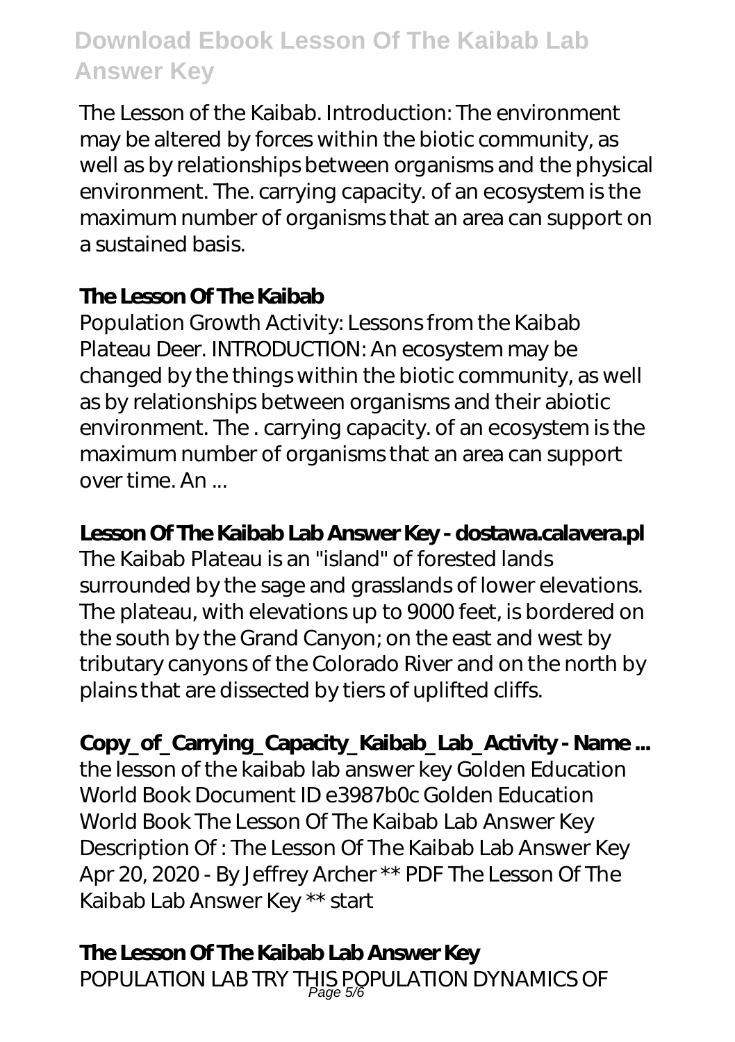The Lesson of the Kaibab. Introduction: The environment may be altered by forces within the biotic community, as well as by relationships between organisms and the physical environment. The. carrying capacity. of an ecosystem is the maximum number of organisms that an area can support on a sustained basis.

## The Lesson Of The Kaibab

Population Growth Activity: Lessons from the Kaibab Plateau Deer. INTRODUCTION: An ecosystem may be changed by the things within the biotic community, as well as by relationships between organisms and their abiotic environment. The . carrying capacity. of an ecosystem is the maximum number of organisms that an area can support over time. An ...

## Lesson Of The Kaibab Lab Answer Key - dostawa.calavera.pl

The Kaibab Plateau is an "island" of forested lands surrounded by the sage and grasslands of lower elevations. The plateau, with elevations up to 9000 feet, is bordered on the south by the Grand Canyon; on the east and west by tributary canyons of the Colorado River and on the north by plains that are dissected by tiers of uplifted cliffs.

## Copy_of_Carrying_Capacity_Kaibab_Lab_Activity - Name ...

the lesson of the kaibab lab answer key Golden Education World Book Document ID e3987b0c Golden Education World Book The Lesson Of The Kaibab Lab Answer Key Description Of : The Lesson Of The Kaibab Lab Answer Key Apr 20, 2020 - By Jeffrey Archer ** PDF The Lesson Of The Kaibab Lab Answer Key ** start

## The Lesson Of The Kaibab Lab Answer Key

POPULATION LAB TRY THIS POPULATION DYNAMICS OF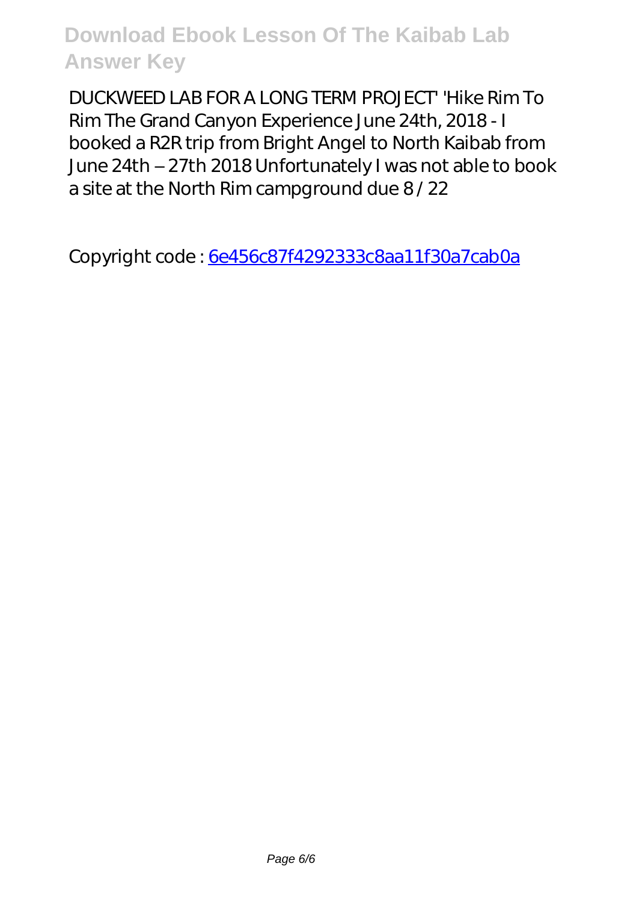DUCKWEED LAB FOR A LONG TERM PROJECT' 'Hike Rim To Rim The Grand Canyon Experience June 24th, 2018 - I booked a R2R trip from Bright Angel to North Kaibab from June 24th – 27th 2018 Unfortunately I was not able to book a site at the North Rim campground due 8 / 22

Copyright code : 6e456c87f4292333c8aa11f30a7cab0a